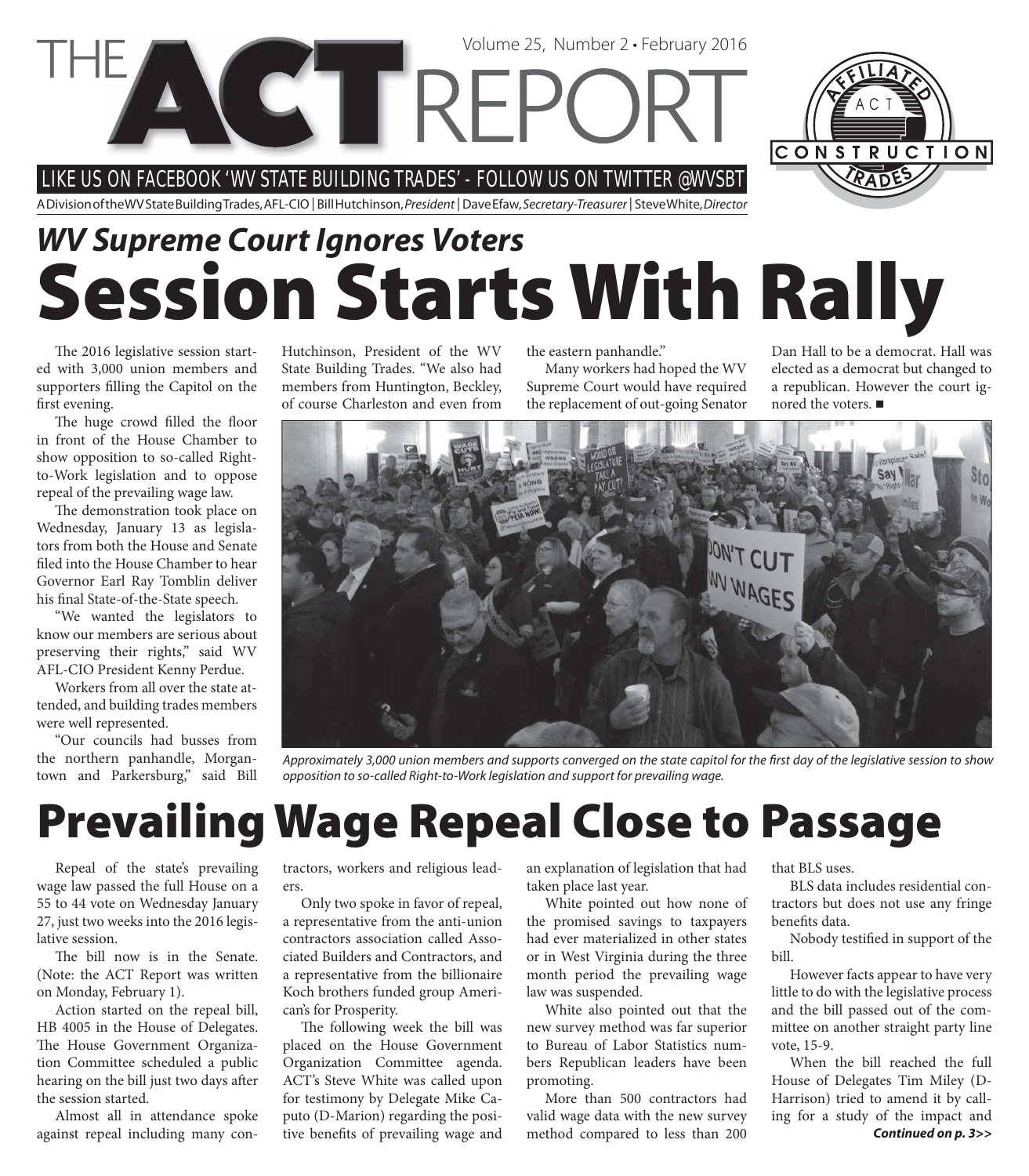# THE ACT REPORT

Volume 25, Number 2 • February 2016

LIKE US ON FACEBOOK 'WV STATE BUILDING TRADES' - FOLLOW US ON TWITTER @WVSBT

A Division of the WV State Building Trades, AFL-CIO | Bill Hutchinson, *President* | Dave Efaw, *Secretary-Treasurer* | Steve White, *Director*

## *WV Supreme Court Ignores Voters*

# Session Starts With Rally

The 2016 legislative session started with 3,000 union members and supporters filling the Capitol on the first evening.

The huge crowd filled the floor in front of the House Chamber to show opposition to so-called Right-to-Work legislation and to oppose repeal of the prevailing wage law.

The demonstration took place on Wednesday, January 13 as legislators from both the House and Senate filed into the House Chamber to hear Governor Earl Ray Tomblin deliver his final State-of-the-State speech.

"We wanted the legislators to know our members are serious about preserving their rights," said WV AFL-CIO President Kenny Perdue.

Workers from all over the state attended, and building trades members were well represented.

"Our councils had busses from the northern panhandle, Morgantown and Parkersburg," said Bill Hutchinson, President of the WV State Building Trades. "We also had members from Huntington, Beckley, of course Charleston and even from the eastern panhandle."

Many workers had hoped the WV Supreme Court would have required the replacement of out-going Senator Dan Hall to be a democrat. Hall was elected as a democrat but changed to a republican. However the court ignored the voters. ■

*Approximately 3,000 union members and supports converged on the state capitol for the first day of the legislative session to show opposition to so-called Right-to-Work legislation and support for prevailing wage.*

# Prevailing Wage Repeal Close to Passage

Repeal of the state's prevailing wage law passed the full House on a 55 to 44 vote on Wednesday January 27, just two weeks into the 2016 legislative session.

The bill now is in the Senate. (Note: the ACT Report was written on Monday, February 1).

Action started on the repeal bill, HB 4005 in the House of Delegates. The House Government Organization Committee scheduled a public hearing on the bill just two days after the session started.

Almost all in attendance spoke against repeal including many contractors, workers and religious leaders.

Only two spoke in favor of repeal, a representative from the anti-union contractors association called Associated Builders and Contractors, and a representative from the billionaire Koch brothers funded group American's for Prosperity.

The following week the bill was placed on the House Government Organization Committee agenda. ACT's Steve White was called upon for testimony by Delegate Mike Caputo (D-Marion) regarding the positive benefits of prevailing wage and an explanation of legislation that had taken place last year.

White pointed out how none of the promised savings to taxpayers had ever materialized in other states or in West Virginia during the three month period the prevailing wage law was suspended.

White also pointed out that the new survey method was far superior to Bureau of Labor Statistics numbers Republican leaders have been promoting.

More than 500 contractors had valid wage data with the new survey method compared to less than 200 that BLS uses.

BLS data includes residential contractors but does not use any fringe benefits data.

Nobody testified in support of the bill.

However facts appear to have very little to do with the legislative process and the bill passed out of the committee on another straight party line vote, 15-9.

When the bill reached the full House of Delegates Tim Miley (D-Harrison) tried to amend it by calling for a study of the impact and

***Continued on p. 3>>***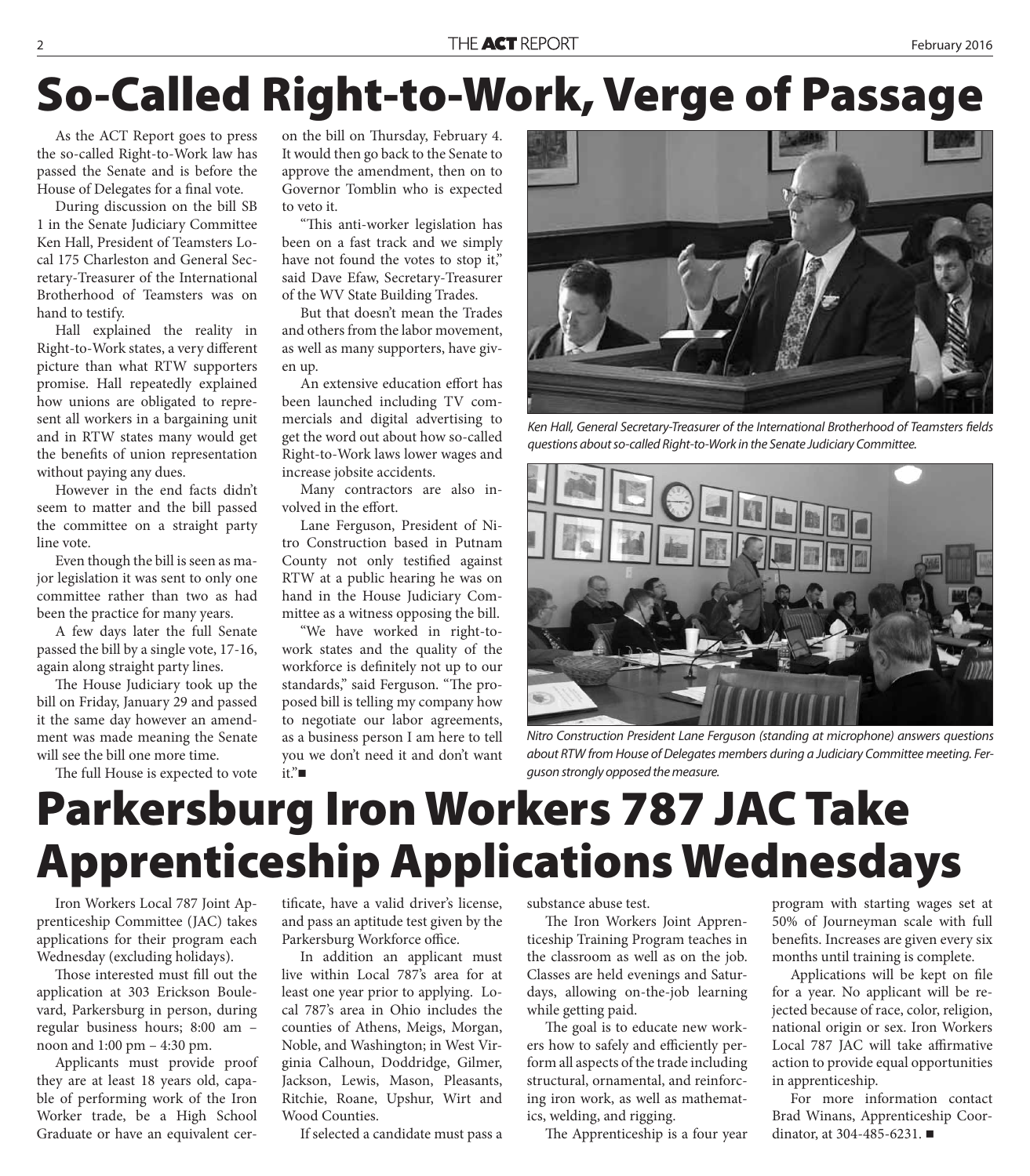# So-Called Right-to-Work, Verge of Passage

As the ACT Report goes to press the so-called Right-to-Work law has passed the Senate and is before the House of Delegates for a final vote.

During discussion on the bill SB 1 in the Senate Judiciary Committee Ken Hall, President of Teamsters Local 175 Charleston and General Secretary-Treasurer of the International Brotherhood of Teamsters was on hand to testify.

Hall explained the reality in Right-to-Work states, a very different picture than what RTW supporters promise. Hall repeatedly explained how unions are obligated to represent all workers in a bargaining unit and in RTW states many would get the benefits of union representation without paying any dues.

However in the end facts didn't seem to matter and the bill passed the committee on a straight party line vote.

Even though the bill is seen as major legislation it was sent to only one committee rather than two as had been the practice for many years.

A few days later the full Senate passed the bill by a single vote, 17-16, again along straight party lines.

The House Judiciary took up the bill on Friday, January 29 and passed it the same day however an amendment was made meaning the Senate will see the bill one more time.

The full House is expected to vote on the bill on Thursday, February 4. It would then go back to the Senate to approve the amendment, then on to Governor Tomblin who is expected to veto it.

"This anti-worker legislation has been on a fast track and we simply have not found the votes to stop it," said Dave Efaw, Secretary-Treasurer of the WV State Building Trades.

But that doesn't mean the Trades and others from the labor movement, as well as many supporters, have given up.

An extensive education effort has been launched including TV commercials and digital advertising to get the word out about how so-called Right-to-Work laws lower wages and increase jobsite accidents.

Many contractors are also involved in the effort.

Lane Ferguson, President of Nitro Construction based in Putnam County not only testified against RTW at a public hearing he was on hand in the House Judiciary Committee as a witness opposing the bill.

"We have worked in right-to-work states and the quality of the workforce is definitely not up to our standards," said Ferguson. "The proposed bill is telling my company how to negotiate our labor agreements, as a business person I am here to tell you we don't need it and don't want it." ■

*Ken Hall, General Secretary-Treasurer of the International Brotherhood of Teamsters fields questions about so-called Right-to-Work in the Senate Judiciary Committee.*

*Nitro Construction President Lane Ferguson (standing at microphone) answers questions about RTW from House of Delegates members during a Judiciary Committee meeting. Ferguson strongly opposed the measure.*

# Parkersburg Iron Workers 787 JAC Take Apprenticeship Applications Wednesdays

Iron Workers Local 787 Joint Apprenticeship Committee (JAC) takes applications for their program each Wednesday (excluding holidays).

Those interested must fill out the application at 303 Erickson Boulevard, Parkersburg in person, during regular business hours; 8:00 am – noon and 1:00 pm – 4:30 pm.

Applicants must provide proof they are at least 18 years old, capable of performing work of the Iron Worker trade, be a High School Graduate or have an equivalent certificate, have a valid driver's license, and pass an aptitude test given by the Parkersburg Workforce office.

In addition an applicant must live within Local 787's area for at least one year prior to applying. Local 787's area in Ohio includes the counties of Athens, Meigs, Morgan, Noble, and Washington; in West Virginia Calhoun, Doddridge, Gilmer, Jackson, Lewis, Mason, Pleasants, Ritchie, Roane, Upshur, Wirt and Wood Counties.

If selected a candidate must pass a substance abuse test.

The Iron Workers Joint Apprenticeship Training Program teaches in the classroom as well as on the job. Classes are held evenings and Saturdays, allowing on-the-job learning while getting paid.

The goal is to educate new workers how to safely and efficiently perform all aspects of the trade including structural, ornamental, and reinforcing iron work, as well as mathematics, welding, and rigging.

The Apprenticeship is a four year program with starting wages set at 50% of Journeyman scale with full benefits. Increases are given every six months until training is complete.

Applications will be kept on file for a year. No applicant will be rejected because of race, color, religion, national origin or sex. Iron Workers Local 787 JAC will take affirmative action to provide equal opportunities in apprenticeship.

For more information contact Brad Winans, Apprenticeship Coordinator, at 304-485-6231. ■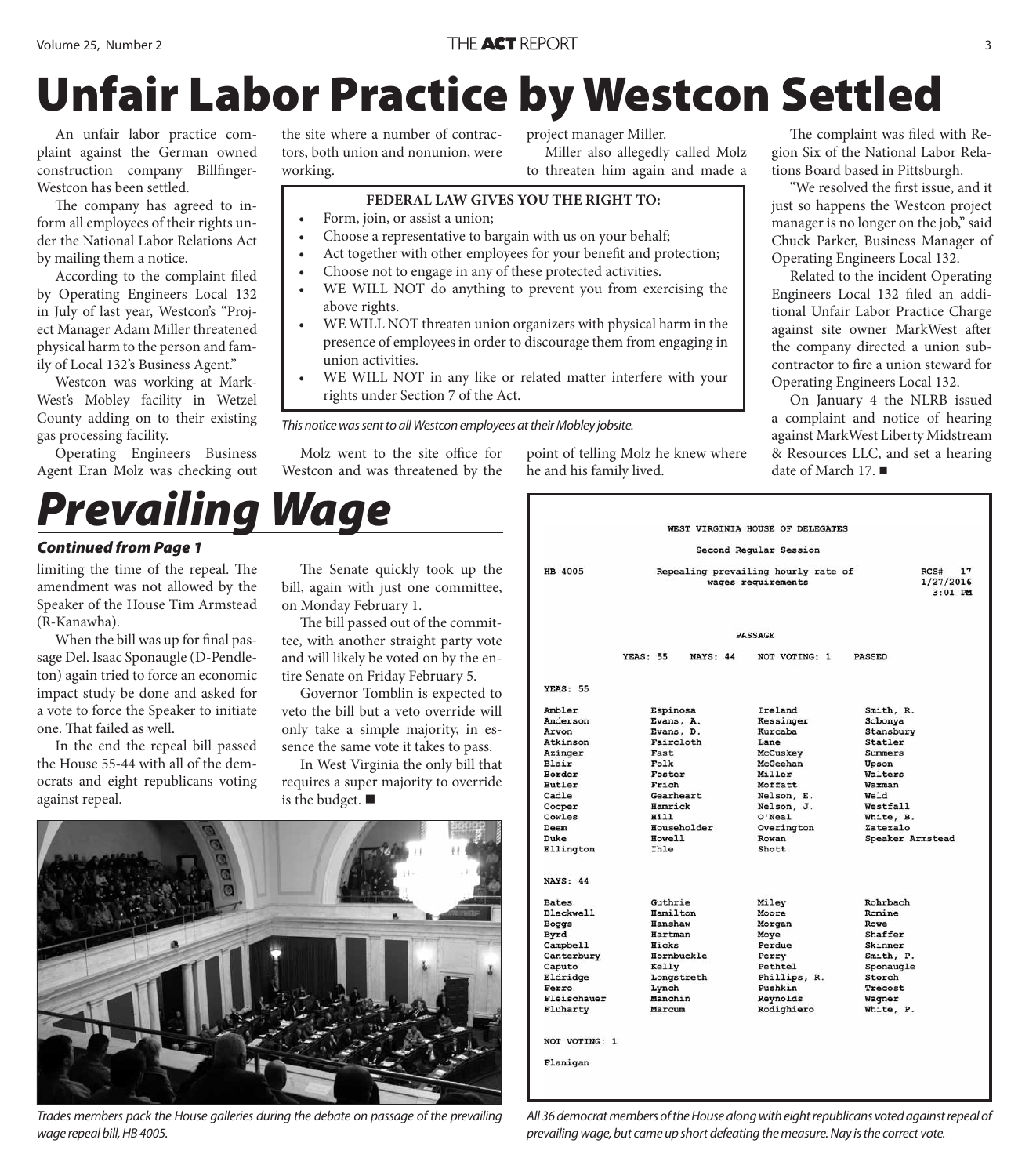# Unfair Labor Practice by Westcon Settled

An unfair labor practice complaint against the German owned construction company Billfinger-Westcon has been settled.

The company has agreed to inform all employees of their rights under the National Labor Relations Act by mailing them a notice.

According to the complaint filed by Operating Engineers Local 132 in July of last year, Westcon's "Project Manager Adam Miller threatened physical harm to the person and family of Local 132's Business Agent."

Westcon was working at MarkWest's Mobley facility in Wetzel County adding on to their existing gas processing facility.

Operating Engineers Business Agent Eran Molz was checking out the site where a number of contractors, both union and nonunion, were working.

Molz went to the site office for Westcon and was threatened by the project manager Miller.

Miller also allegedly called Molz to threaten him again and made a point of telling Molz he knew where he and his family lived.

**FEDERAL LAW GIVES YOU THE RIGHT TO:**

- Form, join, or assist a union;
- Choose a representative to bargain with us on your behalf;
- Act together with other employees for your benefit and protection;
- Choose not to engage in any of these protected activities.
- WE WILL NOT do anything to prevent you from exercising the above rights.
- WE WILL NOT threaten union organizers with physical harm in the presence of employees in order to discourage them from engaging in union activities.
- WE WILL NOT in any like or related matter interfere with your rights under Section 7 of the Act.

*This notice was sent to all Westcon employees at their Mobley jobsite.*

The complaint was filed with Region Six of the National Labor Relations Board based in Pittsburgh.

"We resolved the first issue, and it just so happens the Westcon project manager is no longer on the job," said Chuck Parker, Business Manager of Operating Engineers Local 132.

Related to the incident Operating Engineers Local 132 filed an additional Unfair Labor Practice Charge against site owner MarkWest after the company directed a union subcontractor to fire a union steward for Operating Engineers Local 132.

On January 4 the NLRB issued a complaint and notice of hearing against MarkWest Liberty Midstream & Resources LLC, and set a hearing date of March 17. ■

# *Prevailing Wage*

***Continued from Page 1***

limiting the time of the repeal. The amendment was not allowed by the Speaker of the House Tim Armstead (R-Kanawha).

When the bill was up for final passage Del. Isaac Sponaugle (D-Pendleton) again tried to force an economic impact study be done and asked for a vote to force the Speaker to initiate one. That failed as well.

In the end the repeal bill passed the House 55-44 with all of the democrats and eight republicans voting against repeal.

The Senate quickly took up the bill, again with just one committee, on Monday February 1.

The bill passed out of the committee, with another straight party vote and will likely be voted on by the entire Senate on Friday February 5.

Governor Tomblin is expected to veto the bill but a veto override will only take a simple majority, in essence the same vote it takes to pass.

In West Virginia the only bill that requires a super majority to override is the budget. ■

*Trades members pack the House galleries during the debate on passage of the prevailing wage repeal bill, HB 4005.*

WEST VIRGINIA HOUSE OF DELEGATES

Second Regular Session

HB 4005 — Repealing prevailing hourly rate of wages requirements — RCS# 17 — 1/27/2016 3:01 PM

PASSAGE

YEAS: 55 NAYS: 44 NOT VOTING: 1 PASSED

**YEAS: 55**

| | | | |
|---|---|---|---|
| Ambler | Espinosa | Ireland | Smith, R. |
| Anderson | Evans, A. | Kessinger | Sobonya |
| Arvon | Evans, D. | Kurcaba | Stansbury |
| Atkinson | Faircloth | Lane | Statler |
| Azinger | Fast | McCuskey | Summers |
| Blair | Folk | McGeehan | Upson |
| Border | Foster | Miller | Walters |
| Butler | Frich | Moffatt | Waxman |
| Cadle | Gearheart | Nelson, E. | Weld |
| Cooper | Hamrick | Nelson, J. | Westfall |
| Cowles | Hill | O'Neal | White, B. |
| Deem | Householder | Overington | Zatezalo |
| Duke | Howell | Rowan | Speaker Armstead |
| Ellington | Ihle | Shott | |

**NAYS: 44**

| | | | |
|---|---|---|---|
| Bates | Guthrie | Miley | Rohrbach |
| Blackwell | Hamilton | Moore | Romine |
| Boggs | Hanshaw | Morgan | Rowe |
| Byrd | Hartman | Moye | Shaffer |
| Campbell | Hicks | Perdue | Skinner |
| Canterbury | Hornbuckle | Perry | Smith, P. |
| Caputo | Kelly | Pethtel | Sponaugle |
| Eldridge | Longstreth | Phillips, R. | Storch |
| Ferro | Lynch | Pushkin | Trecost |
| Fleischauer | Manchin | Reynolds | Wagner |
| Fluharty | Marcum | Rodighiero | White, P. |

**NOT VOTING: 1**

Flanigan

*All 36 democrat members of the House along with eight republicans voted against repeal of prevailing wage, but came up short defeating the measure. Nay is the correct vote.*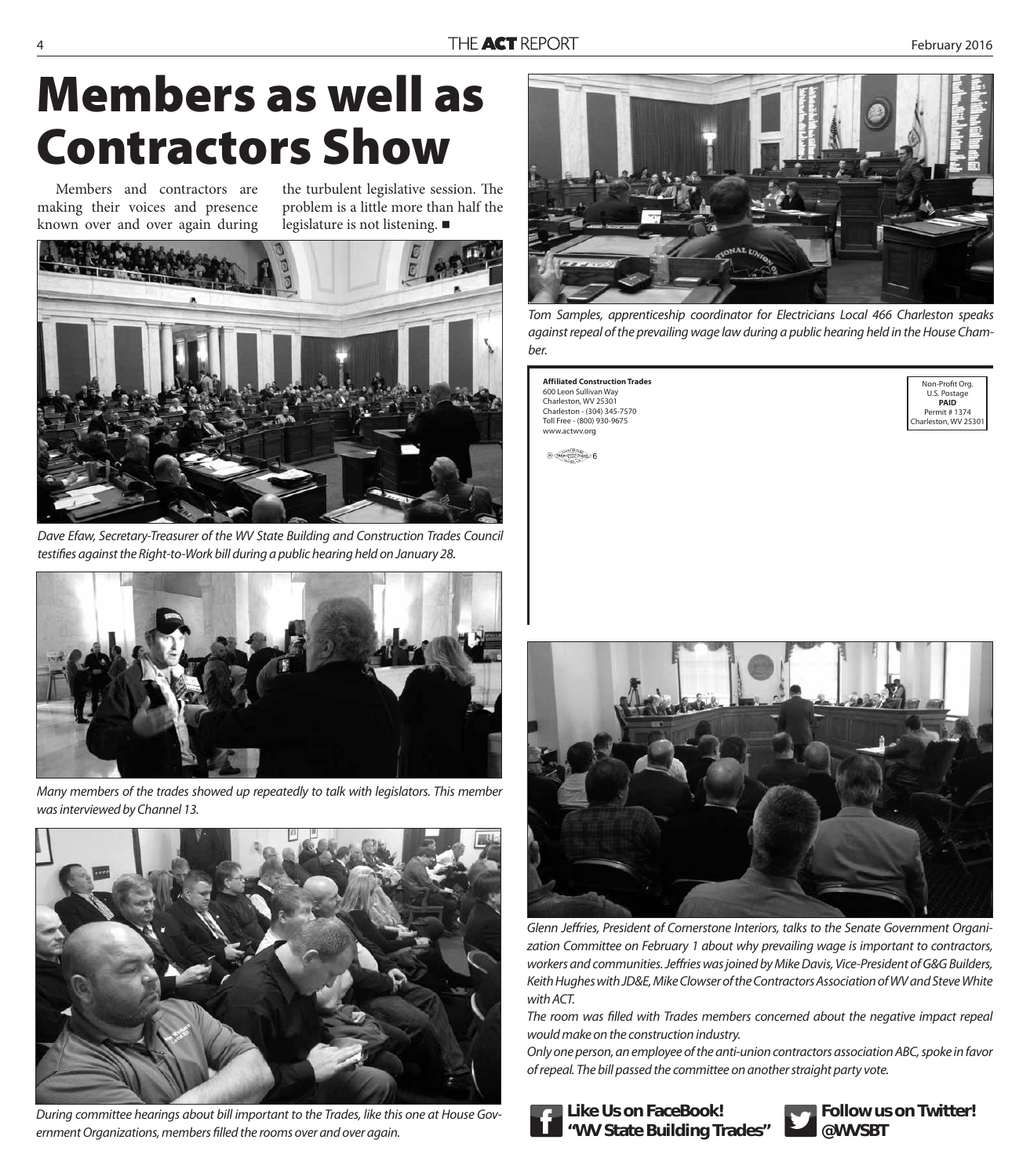# Members as well as Contractors Show

Members and contractors are making their voices and presence known over and over again during the turbulent legislative session. The problem is a little more than half the legislature is not listening. ■

*Dave Efaw, Secretary-Treasurer of the WV State Building and Construction Trades Council testifies against the Right-to-Work bill during a public hearing held on January 28.*

*Many members of the trades showed up repeatedly to talk with legislators. This member was interviewed by Channel 13.*

*During committee hearings about bill important to the Trades, like this one at House Government Organizations, members filled the rooms over and over again.*

*Tom Samples, apprenticeship coordinator for Electricians Local 466 Charleston speaks against repeal of the prevailing wage law during a public hearing held in the House Chamber.*

**Affiliated Construction Trades**
600 Leon Sullivan Way
Charleston, WV 25301
Charleston - (304) 345-7570
Toll Free - (800) 930-9675
www.actwv.org

Non-Profit Org.
U.S. Postage
**PAID**
Permit # 1374
Charleston, WV 25301

*Glenn Jeffries, President of Cornerstone Interiors, talks to the Senate Government Organization Committee on February 1 about why prevailing wage is important to contractors, workers and communities. Jeffries was joined by Mike Davis, Vice-President of G&G Builders, Keith Hughes with JD&E, Mike Clowser of the Contractors Association of WV and Steve White with ACT.*

*The room was filled with Trades members concerned about the negative impact repeal would make on the construction industry.*

*Only one person, an employee of the anti-union contractors association ABC, spoke in favor of repeal. The bill passed the committee on another straight party vote.*

**Like Us on FaceBook! "WV State Building Trades"**

**Follow us on Twitter! @WVSBT**